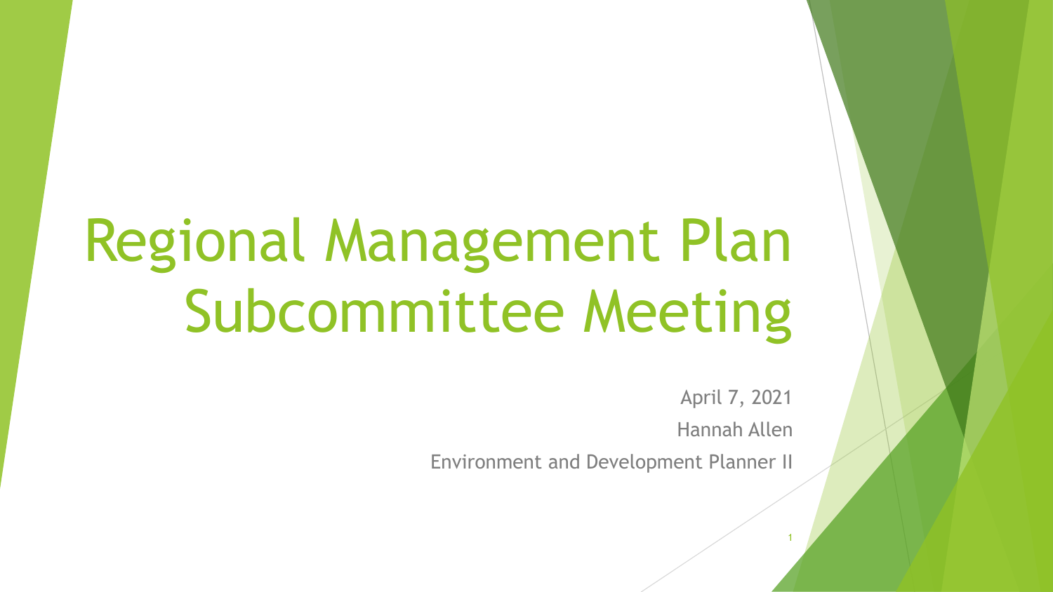# Regional Management Plan Subcommittee Meeting

April 7, 2021

Hannah Allen

Environment and Development Planner II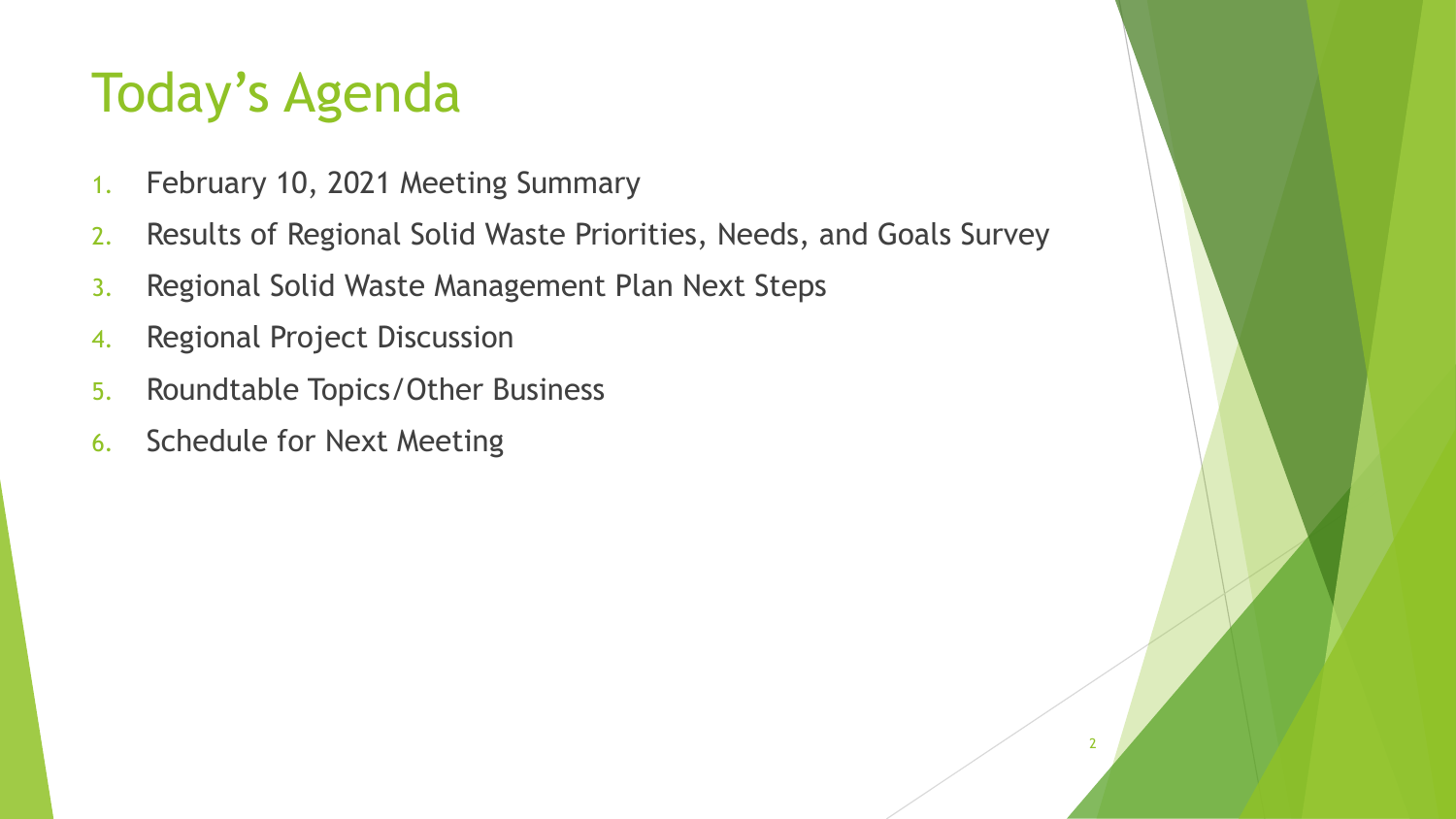# Today's Agenda

1. February 10, 2021 Meeting Summary
2. Results of Regional Solid Waste Priorities, Needs, and Goals Survey
3. Regional Solid Waste Management Plan Next Steps
4. Regional Project Discussion
5. Roundtable Topics/Other Business
6. Schedule for Next Meeting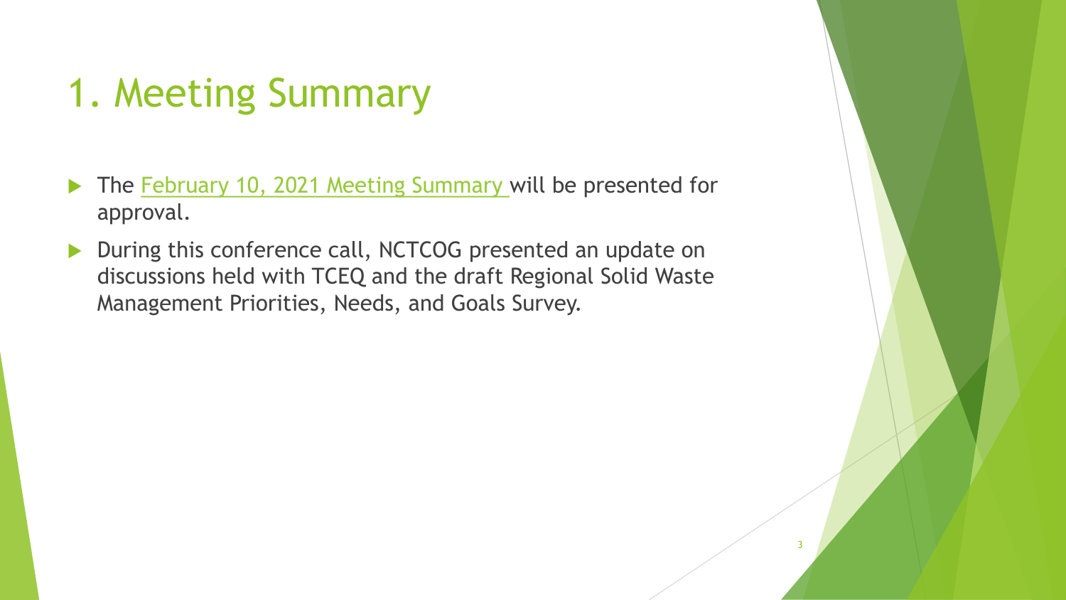# 1. Meeting Summary

- The February 10, 2021 Meeting Summary will be presented for approval.
- During this conference call, NCTCOG presented an update on discussions held with TCEQ and the draft Regional Solid Waste Management Priorities, Needs, and Goals Survey.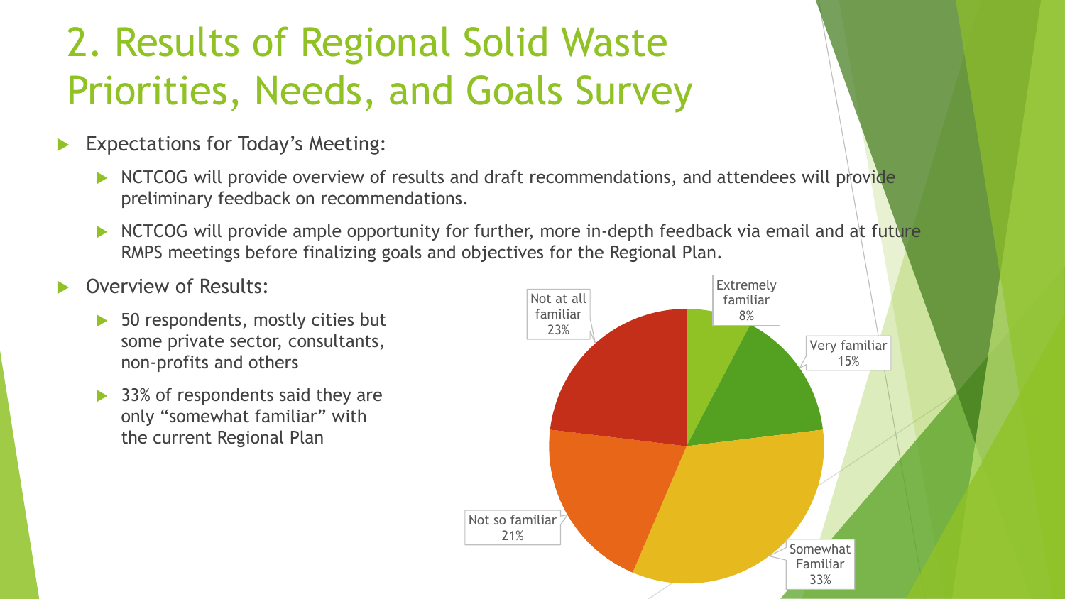# 2. Results of Regional Solid Waste Priorities, Needs, and Goals Survey

- Expectations for Today's Meeting:
  - NCTCOG will provide overview of results and draft recommendations, and attendees will provide preliminary feedback on recommendations.
  - NCTCOG will provide ample opportunity for further, more in-depth feedback via email and at future RMPS meetings before finalizing goals and objectives for the Regional Plan.
- Overview of Results:
  - 50 respondents, mostly cities but some private sector, consultants, non-profits and others
  - 33% of respondents said they are only "somewhat familiar" with the current Regional Plan

| Familiarity | Percent |
|---|---|
| Extremely familiar | 8% |
| Very familiar | 15% |
| Somewhat Familiar | 33% |
| Not so familiar | 21% |
| Not at all familiar | 23% |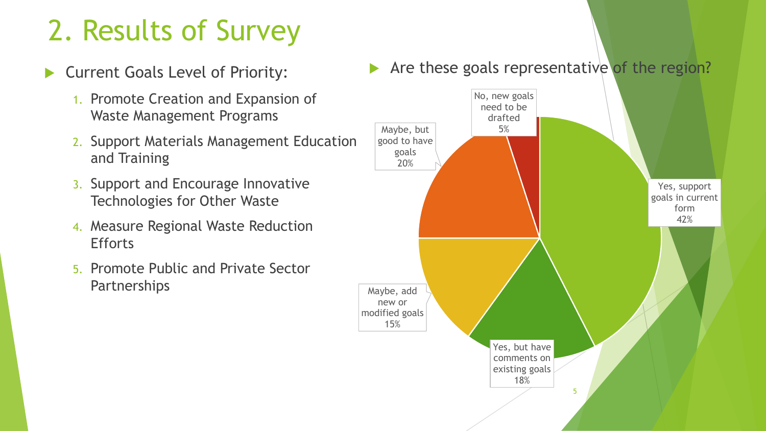# 2. Results of Survey

- Current Goals Level of Priority:
  1. Promote Creation and Expansion of Waste Management Programs
  2. Support Materials Management Education and Training
  3. Support and Encourage Innovative Technologies for Other Waste
  4. Measure Regional Waste Reduction Efforts
  5. Promote Public and Private Sector Partnerships

- Are these goals representative of the region?

| Response | Percentage |
|---|---|
| Yes, support goals in current form | 42% |
| Yes, but have comments on existing goals | 18% |
| Maybe, add new or modified goals | 15% |
| Maybe, but good to have goals | 20% |
| No, new goals need to be drafted | 5% |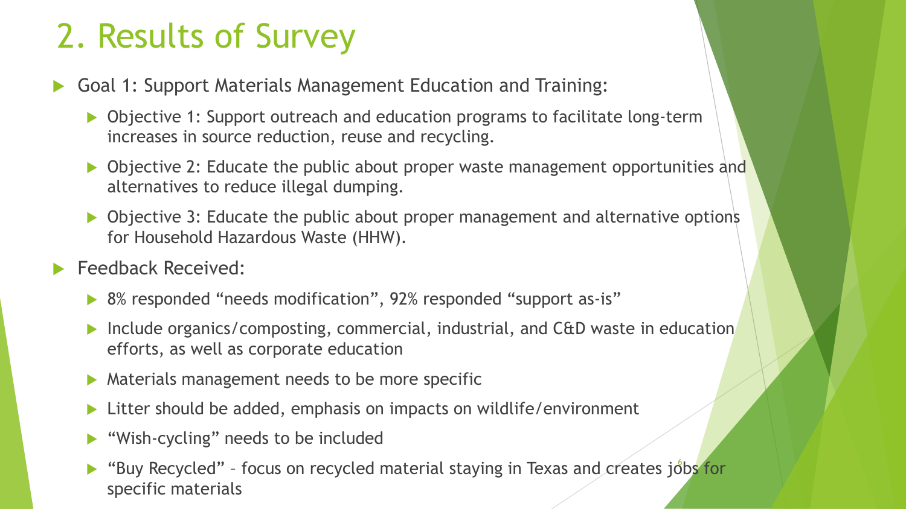# 2. Results of Survey

- Goal 1: Support Materials Management Education and Training:
  - Objective 1: Support outreach and education programs to facilitate long-term increases in source reduction, reuse and recycling.
  - Objective 2: Educate the public about proper waste management opportunities and alternatives to reduce illegal dumping.
  - Objective 3: Educate the public about proper management and alternative options for Household Hazardous Waste (HHW).
- Feedback Received:
  - 8% responded "needs modification", 92% responded "support as-is"
  - Include organics/composting, commercial, industrial, and C&D waste in education efforts, as well as corporate education
  - Materials management needs to be more specific
  - Litter should be added, emphasis on impacts on wildlife/environment
  - "Wish-cycling" needs to be included
  - "Buy Recycled" – focus on recycled material staying in Texas and creates jobs for specific materials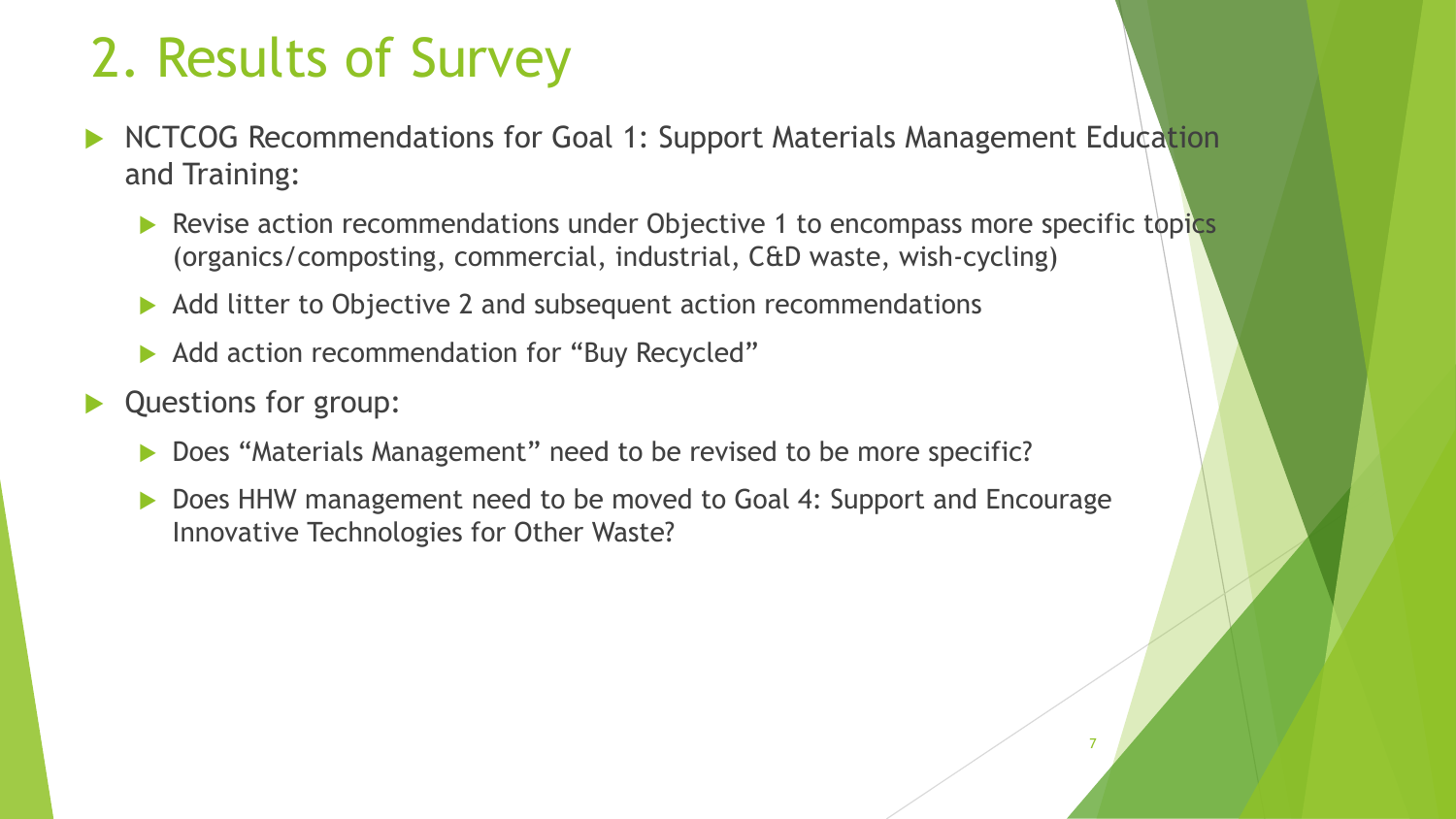# 2. Results of Survey

- NCTCOG Recommendations for Goal 1: Support Materials Management Education and Training:
  - Revise action recommendations under Objective 1 to encompass more specific topics (organics/composting, commercial, industrial, C&D waste, wish-cycling)
  - Add litter to Objective 2 and subsequent action recommendations
  - Add action recommendation for "Buy Recycled"
- Questions for group:
  - Does "Materials Management" need to be revised to be more specific?
  - Does HHW management need to be moved to Goal 4: Support and Encourage Innovative Technologies for Other Waste?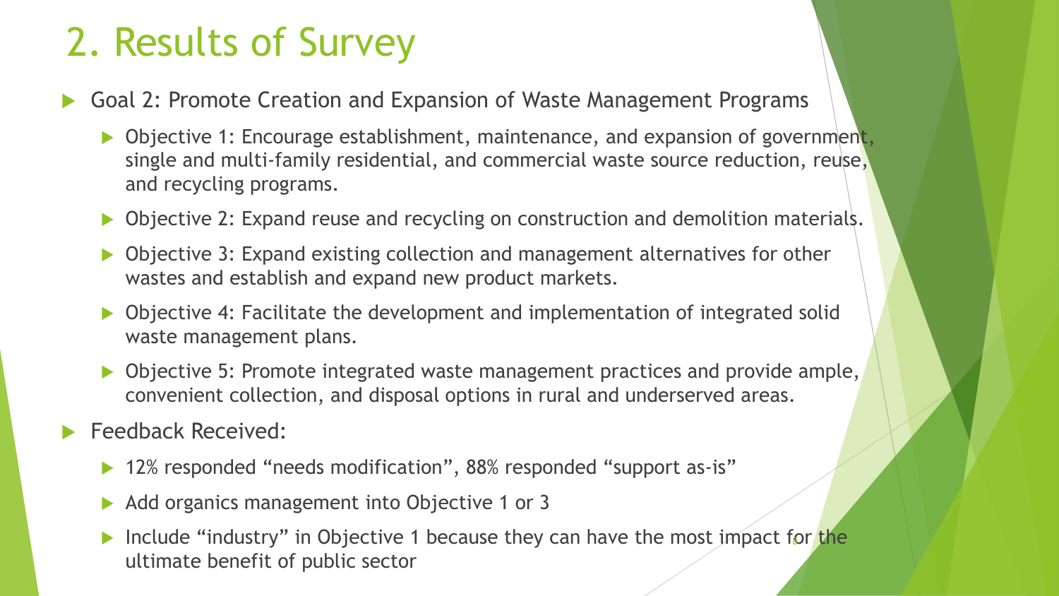# 2. Results of Survey

- Goal 2: Promote Creation and Expansion of Waste Management Programs
  - Objective 1: Encourage establishment, maintenance, and expansion of government, single and multi-family residential, and commercial waste source reduction, reuse, and recycling programs.
  - Objective 2: Expand reuse and recycling on construction and demolition materials.
  - Objective 3: Expand existing collection and management alternatives for other wastes and establish and expand new product markets.
  - Objective 4: Facilitate the development and implementation of integrated solid waste management plans.
  - Objective 5: Promote integrated waste management practices and provide ample, convenient collection, and disposal options in rural and underserved areas.
- Feedback Received:
  - 12% responded "needs modification", 88% responded "support as-is"
  - Add organics management into Objective 1 or 3
  - Include "industry" in Objective 1 because they can have the most impact for the ultimate benefit of public sector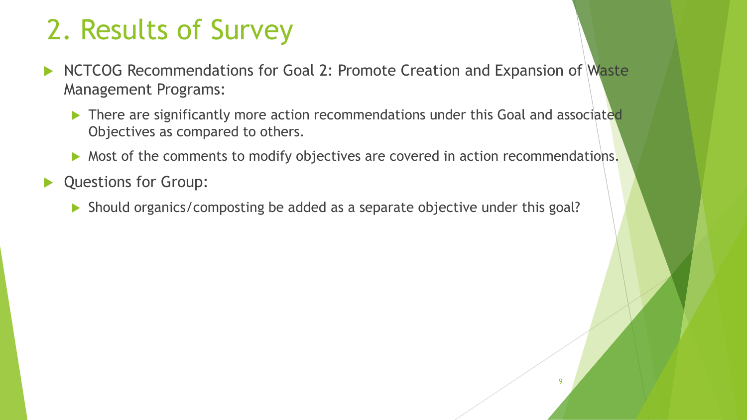# 2. Results of Survey

- NCTCOG Recommendations for Goal 2: Promote Creation and Expansion of Waste Management Programs:
  - There are significantly more action recommendations under this Goal and associated Objectives as compared to others.
  - Most of the comments to modify objectives are covered in action recommendations.
- Questions for Group:
  - Should organics/composting be added as a separate objective under this goal?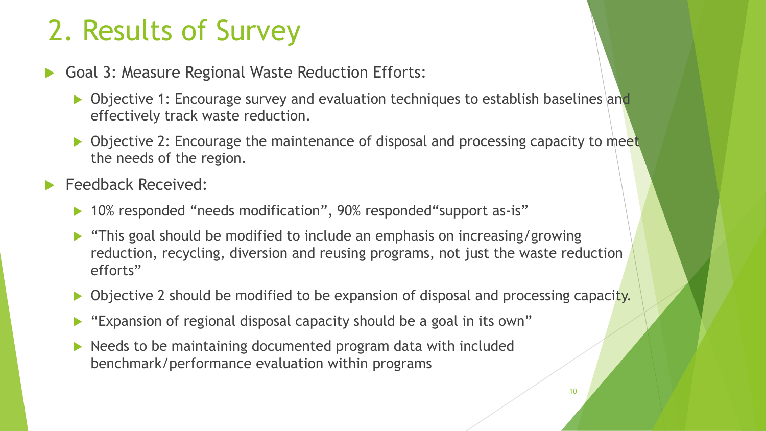# 2. Results of Survey

- Goal 3: Measure Regional Waste Reduction Efforts:
  - Objective 1: Encourage survey and evaluation techniques to establish baselines and effectively track waste reduction.
  - Objective 2: Encourage the maintenance of disposal and processing capacity to meet the needs of the region.
- Feedback Received:
  - 10% responded “needs modification”, 90% responded“support as-is”
  - “This goal should be modified to include an emphasis on increasing/growing reduction, recycling, diversion and reusing programs, not just the waste reduction efforts”
  - Objective 2 should be modified to be expansion of disposal and processing capacity.
  - “Expansion of regional disposal capacity should be a goal in its own”
  - Needs to be maintaining documented program data with included benchmark/performance evaluation within programs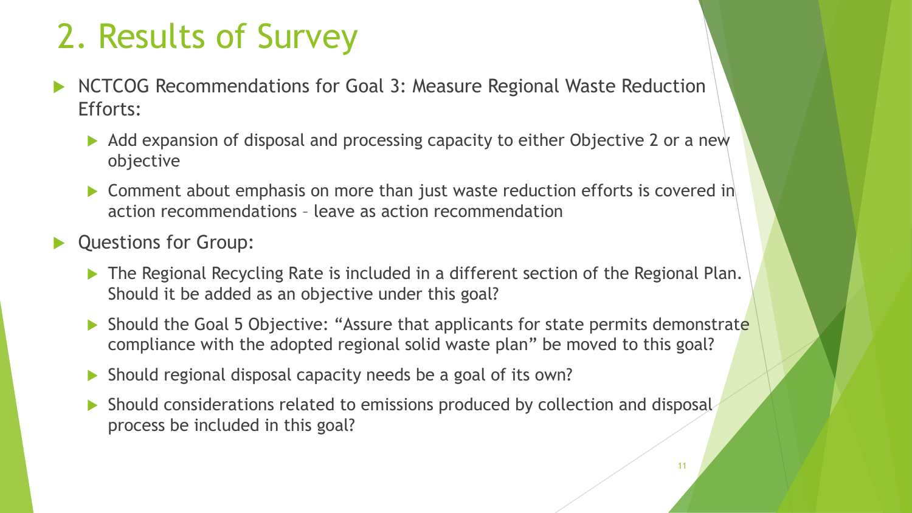# 2. Results of Survey

- NCTCOG Recommendations for Goal 3: Measure Regional Waste Reduction Efforts:
  - Add expansion of disposal and processing capacity to either Objective 2 or a new objective
  - Comment about emphasis on more than just waste reduction efforts is covered in action recommendations – leave as action recommendation
- Questions for Group:
  - The Regional Recycling Rate is included in a different section of the Regional Plan. Should it be added as an objective under this goal?
  - Should the Goal 5 Objective: "Assure that applicants for state permits demonstrate compliance with the adopted regional solid waste plan" be moved to this goal?
  - Should regional disposal capacity needs be a goal of its own?
  - Should considerations related to emissions produced by collection and disposal process be included in this goal?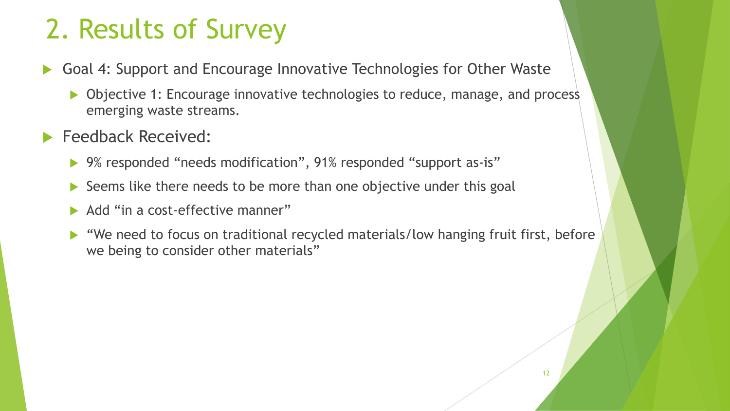# 2. Results of Survey

- Goal 4: Support and Encourage Innovative Technologies for Other Waste
  - Objective 1: Encourage innovative technologies to reduce, manage, and process emerging waste streams.
- Feedback Received:
  - 9% responded "needs modification", 91% responded "support as-is"
  - Seems like there needs to be more than one objective under this goal
  - Add "in a cost-effective manner"
  - "We need to focus on traditional recycled materials/low hanging fruit first, before we being to consider other materials"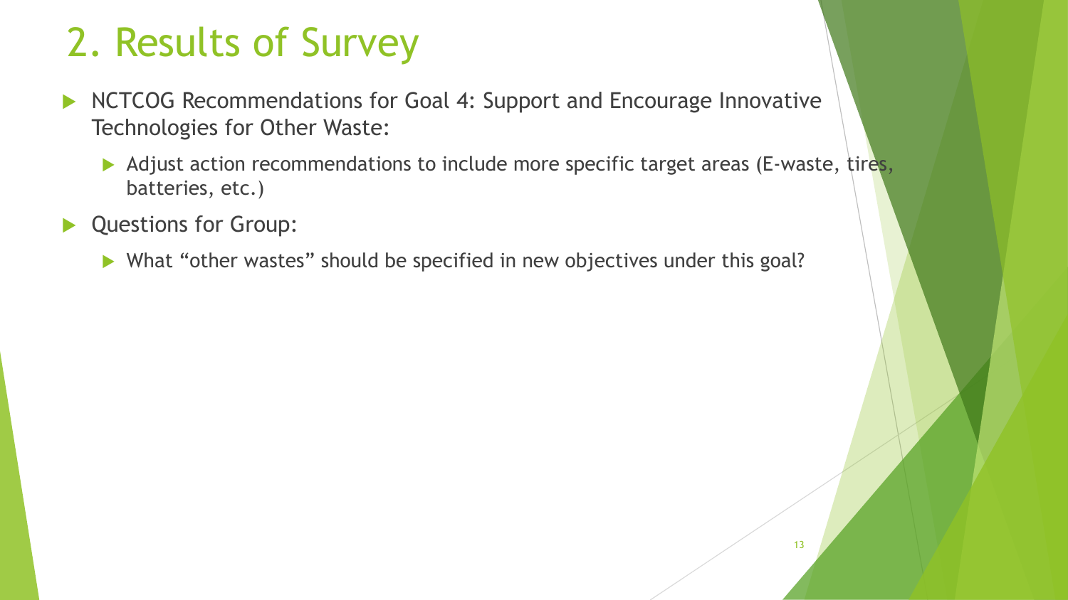# 2. Results of Survey

- NCTCOG Recommendations for Goal 4: Support and Encourage Innovative Technologies for Other Waste:
  - Adjust action recommendations to include more specific target areas (E-waste, tires, batteries, etc.)
- Questions for Group:
  - What “other wastes” should be specified in new objectives under this goal?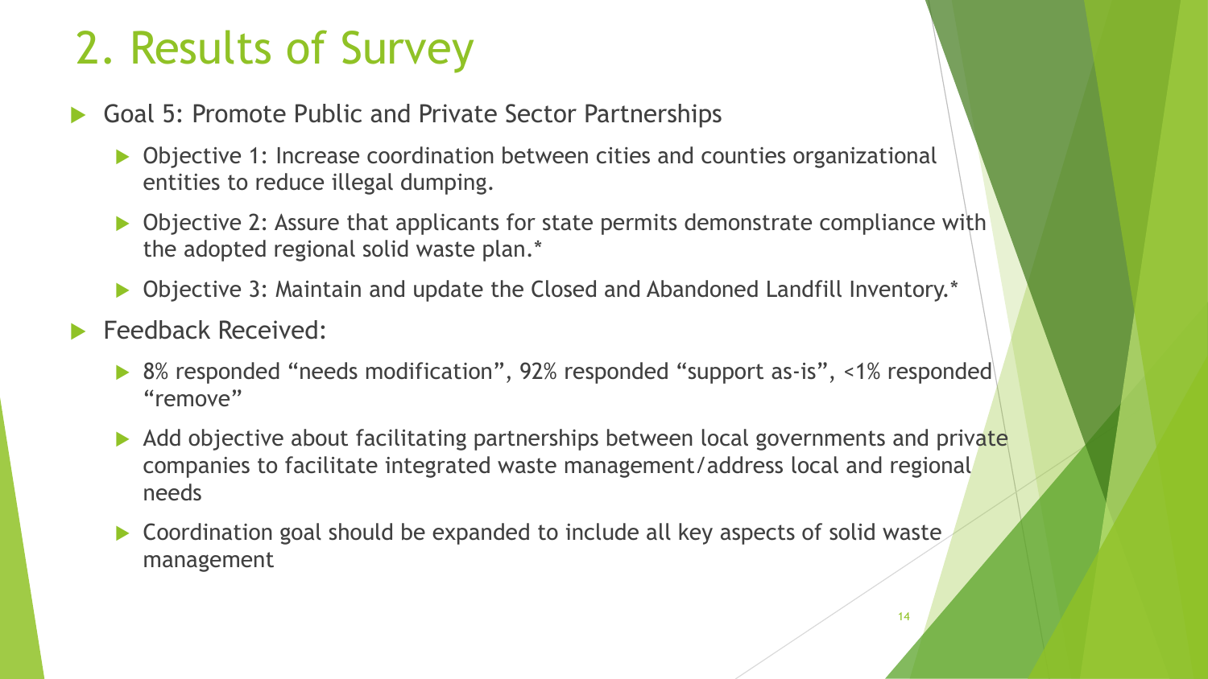# 2. Results of Survey

- Goal 5: Promote Public and Private Sector Partnerships
  - Objective 1: Increase coordination between cities and counties organizational entities to reduce illegal dumping.
  - Objective 2: Assure that applicants for state permits demonstrate compliance with the adopted regional solid waste plan.*
  - Objective 3: Maintain and update the Closed and Abandoned Landfill Inventory.*
- Feedback Received:
  - 8% responded "needs modification", 92% responded "support as-is", <1% responded "remove"
  - Add objective about facilitating partnerships between local governments and private companies to facilitate integrated waste management/address local and regional needs
  - Coordination goal should be expanded to include all key aspects of solid waste management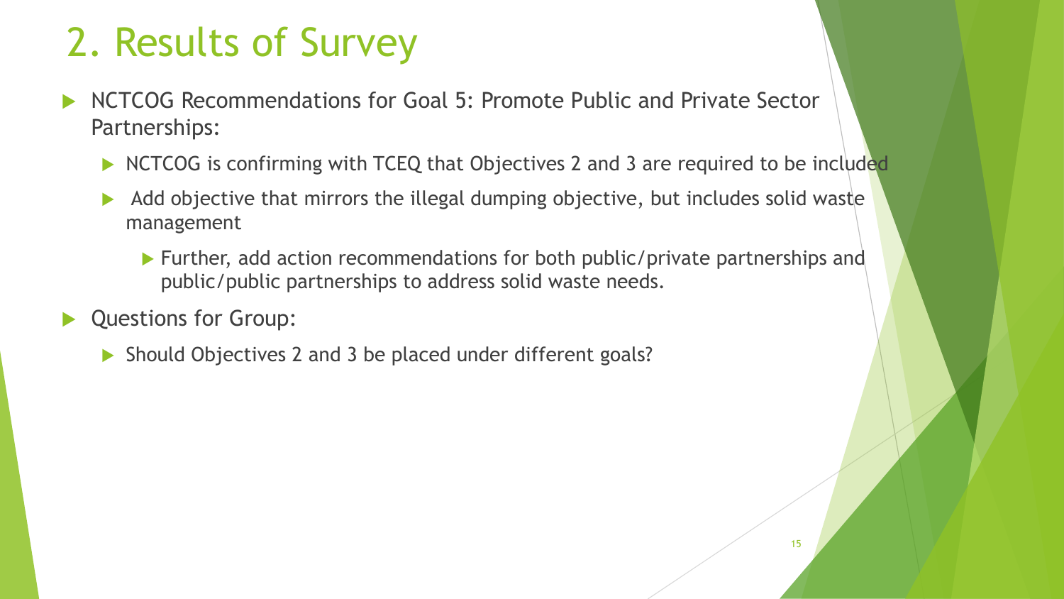# 2. Results of Survey

- NCTCOG Recommendations for Goal 5: Promote Public and Private Sector Partnerships:
  - NCTCOG is confirming with TCEQ that Objectives 2 and 3 are required to be included
  - Add objective that mirrors the illegal dumping objective, but includes solid waste management
    - Further, add action recommendations for both public/private partnerships and public/public partnerships to address solid waste needs.
- Questions for Group:
  - Should Objectives 2 and 3 be placed under different goals?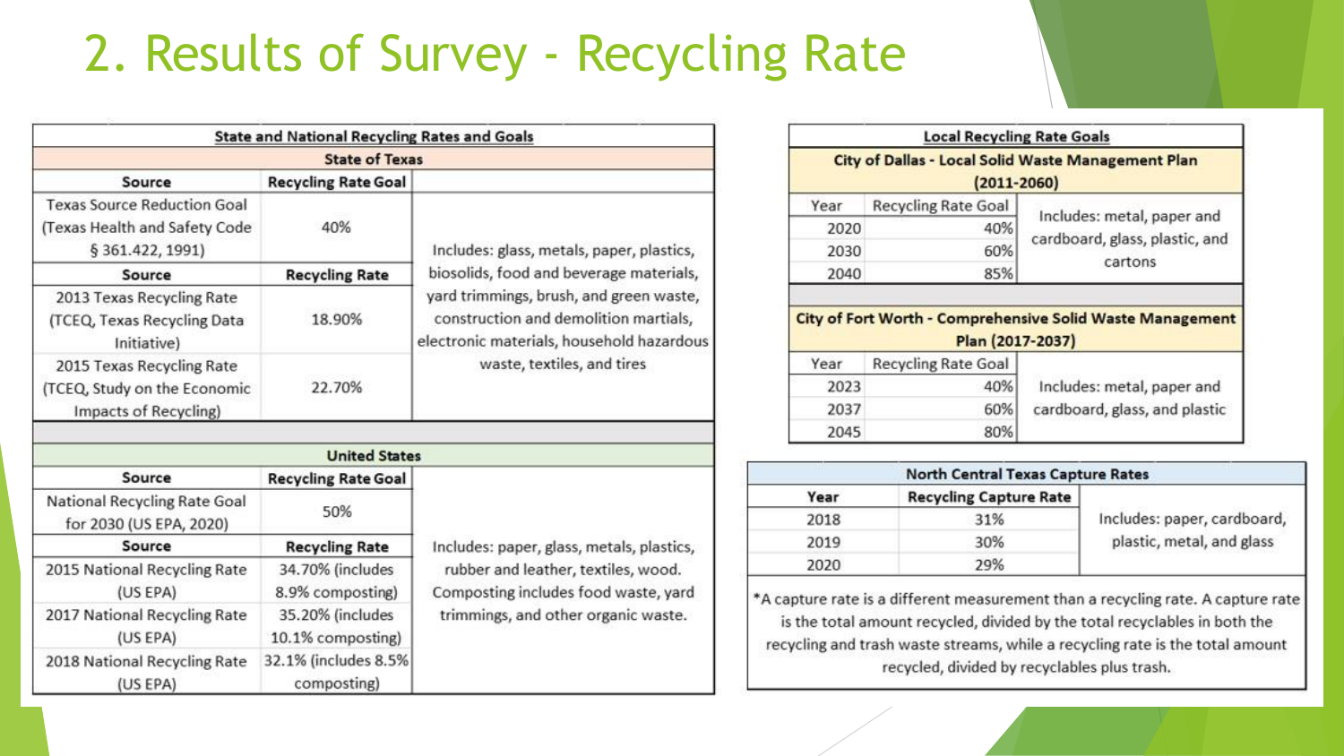# 2. Results of Survey - Recycling Rate

**State and National Recycling Rates and Goals**

| State of Texas | | |
|---|---|---|
| **Source** | **Recycling Rate Goal** | |
| Texas Source Reduction Goal (Texas Health and Safety Code § 361.422, 1991) | 40% | Includes: glass, metals, paper, plastics, biosolids, food and beverage materials, yard trimmings, brush, and green waste, construction and demolition martials, electronic materials, household hazardous waste, textiles, and tires |
| **Source** | **Recycling Rate** | |
| 2013 Texas Recycling Rate (TCEQ, Texas Recycling Data Initiative) | 18.90% | |
| 2015 Texas Recycling Rate (TCEQ, Study on the Economic Impacts of Recycling) | 22.70% | |

| United States | | |
|---|---|---|
| **Source** | **Recycling Rate Goal** | |
| National Recycling Rate Goal for 2030 (US EPA, 2020) | 50% | Includes: paper, glass, metals, plastics, rubber and leather, textiles, wood. Composting includes food waste, yard trimmings, and other organic waste. |
| **Source** | **Recycling Rate** | |
| 2015 National Recycling Rate (US EPA) | 34.70% (includes 8.9% composting) | |
| 2017 National Recycling Rate (US EPA) | 35.20% (includes 10.1% composting) | |
| 2018 National Recycling Rate (US EPA) | 32.1% (includes 8.5% composting) | |

**Local Recycling Rate Goals**

| City of Dallas - Local Solid Waste Management Plan (2011-2060) | | |
|---|---|---|
| Year | Recycling Rate Goal | |
| 2020 | 40% | Includes: metal, paper and cardboard, glass, plastic, and cartons |
| 2030 | 60% | |
| 2040 | 85% | |

| City of Fort Worth - Comprehensive Solid Waste Management Plan (2017-2037) | | |
|---|---|---|
| Year | Recycling Rate Goal | |
| 2023 | 40% | Includes: metal, paper and cardboard, glass, and plastic |
| 2037 | 60% | |
| 2045 | 80% | |

| North Central Texas Capture Rates | | |
|---|---|---|
| **Year** | **Recycling Capture Rate** | |
| 2018 | 31% | Includes: paper, cardboard, plastic, metal, and glass |
| 2019 | 30% | |
| 2020 | 29% | |

*A capture rate is a different measurement than a recycling rate. A capture rate is the total amount recycled, divided by the total recyclables in both the recycling and trash waste streams, while a recycling rate is the total amount recycled, divided by recyclables plus trash.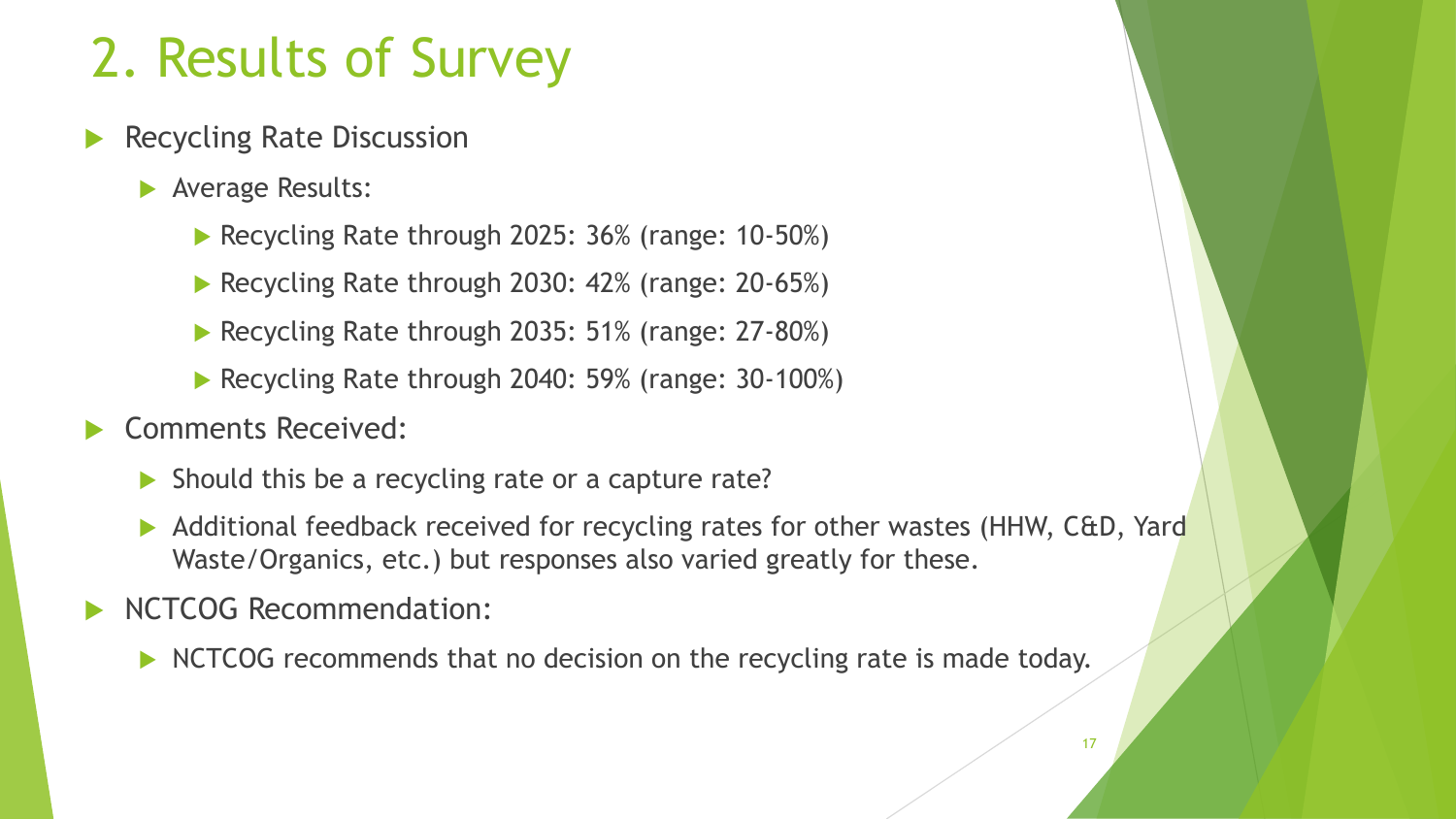# 2. Results of Survey

- Recycling Rate Discussion
  - Average Results:
    - Recycling Rate through 2025: 36% (range: 10-50%)
    - Recycling Rate through 2030: 42% (range: 20-65%)
    - Recycling Rate through 2035: 51% (range: 27-80%)
    - Recycling Rate through 2040: 59% (range: 30-100%)
- Comments Received:
  - Should this be a recycling rate or a capture rate?
  - Additional feedback received for recycling rates for other wastes (HHW, C&D, Yard Waste/Organics, etc.) but responses also varied greatly for these.
- NCTCOG Recommendation:
  - NCTCOG recommends that no decision on the recycling rate is made today.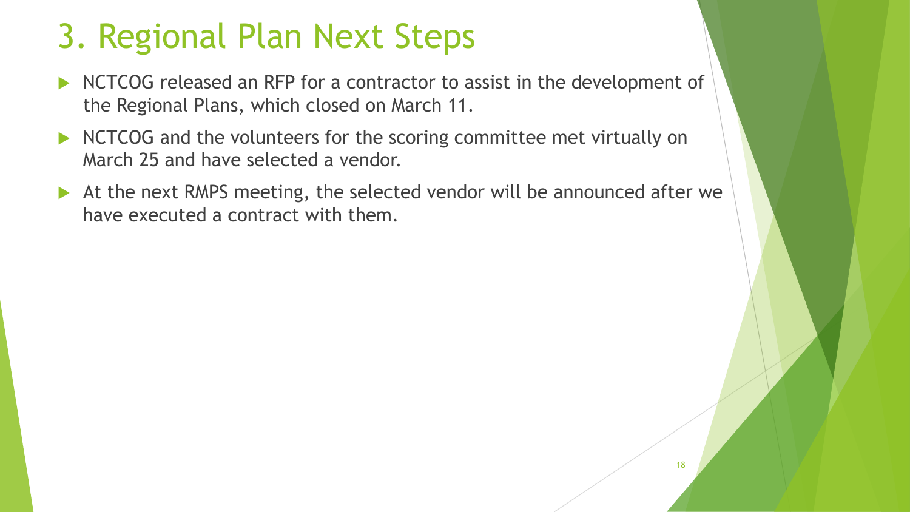# 3. Regional Plan Next Steps

- NCTCOG released an RFP for a contractor to assist in the development of the Regional Plans, which closed on March 11.
- NCTCOG and the volunteers for the scoring committee met virtually on March 25 and have selected a vendor.
- At the next RMPS meeting, the selected vendor will be announced after we have executed a contract with them.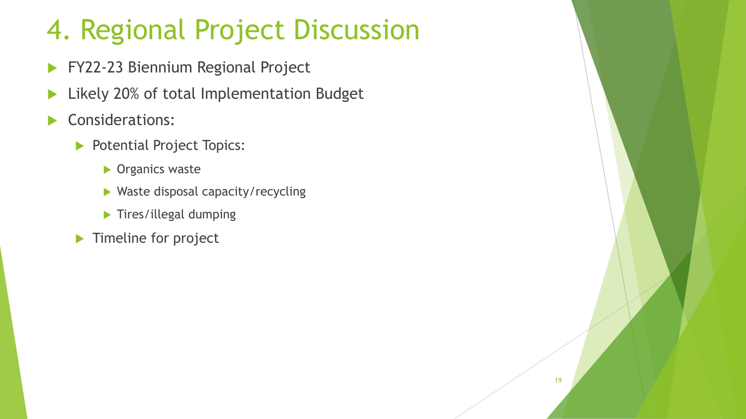# 4. Regional Project Discussion

- FY22-23 Biennium Regional Project
- Likely 20% of total Implementation Budget
- Considerations:
  - Potential Project Topics:
    - Organics waste
    - Waste disposal capacity/recycling
    - Tires/illegal dumping
  - Timeline for project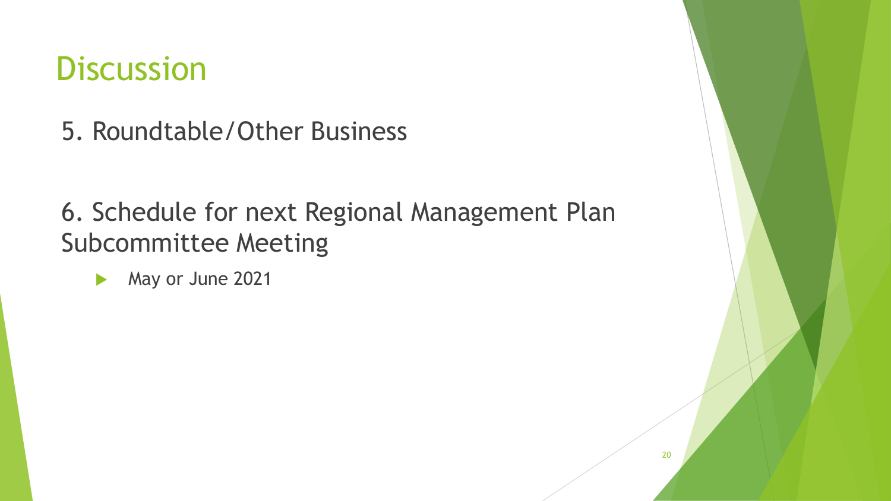# Discussion

5. Roundtable/Other Business

6. Schedule for next Regional Management Plan Subcommittee Meeting

- May or June 2021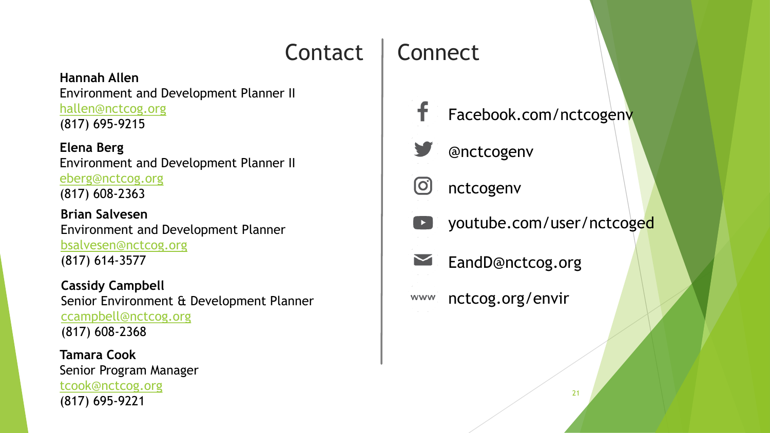## Contact

**Hannah Allen**
Environment and Development Planner II
hallen@nctcog.org
(817) 695-9215

**Elena Berg**
Environment and Development Planner II
eberg@nctcog.org
(817) 608-2363

**Brian Salvesen**
Environment and Development Planner
bsalvesen@nctcog.org
(817) 614-3577

**Cassidy Campbell**
Senior Environment & Development Planner
ccampbell@nctcog.org
(817) 608-2368

**Tamara Cook**
Senior Program Manager
tcook@nctcog.org
(817) 695-9221

## Connect

- Facebook.com/nctcogenv
- @nctcogenv
- nctcogenv
- youtube.com/user/nctcoged
- EandD@nctcog.org
- www nctcog.org/envir